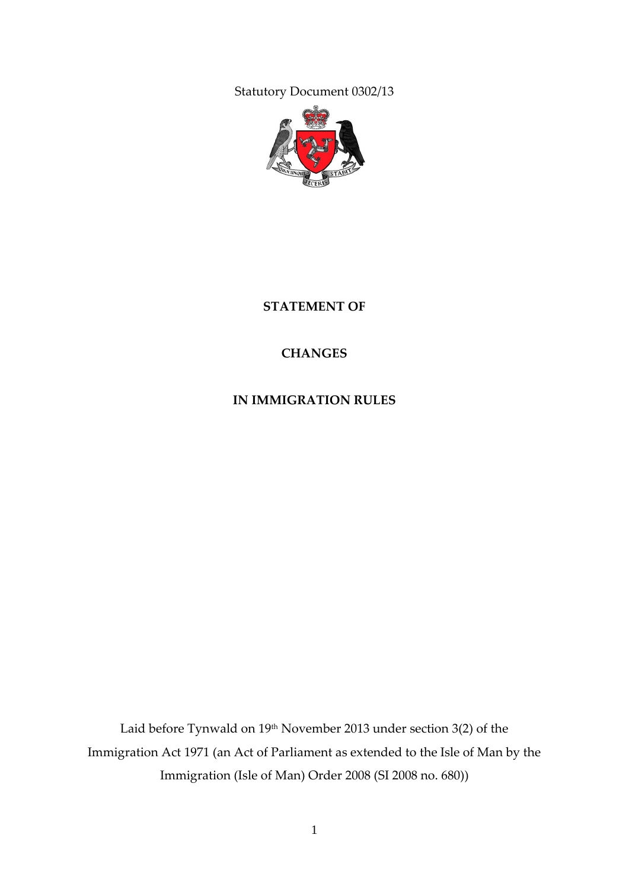Statutory Document 0302/13

# STATEMENT OF

# CHANGES

# IN IMMIGRATION RULES

Laid before Tynwald on 19th November 2013 under section 3(2) of the Immigration Act 1971 (an Act of Parliament as extended to the Isle of Man by the Immigration (Isle of Man) Order 2008 (SI 2008 no. 680))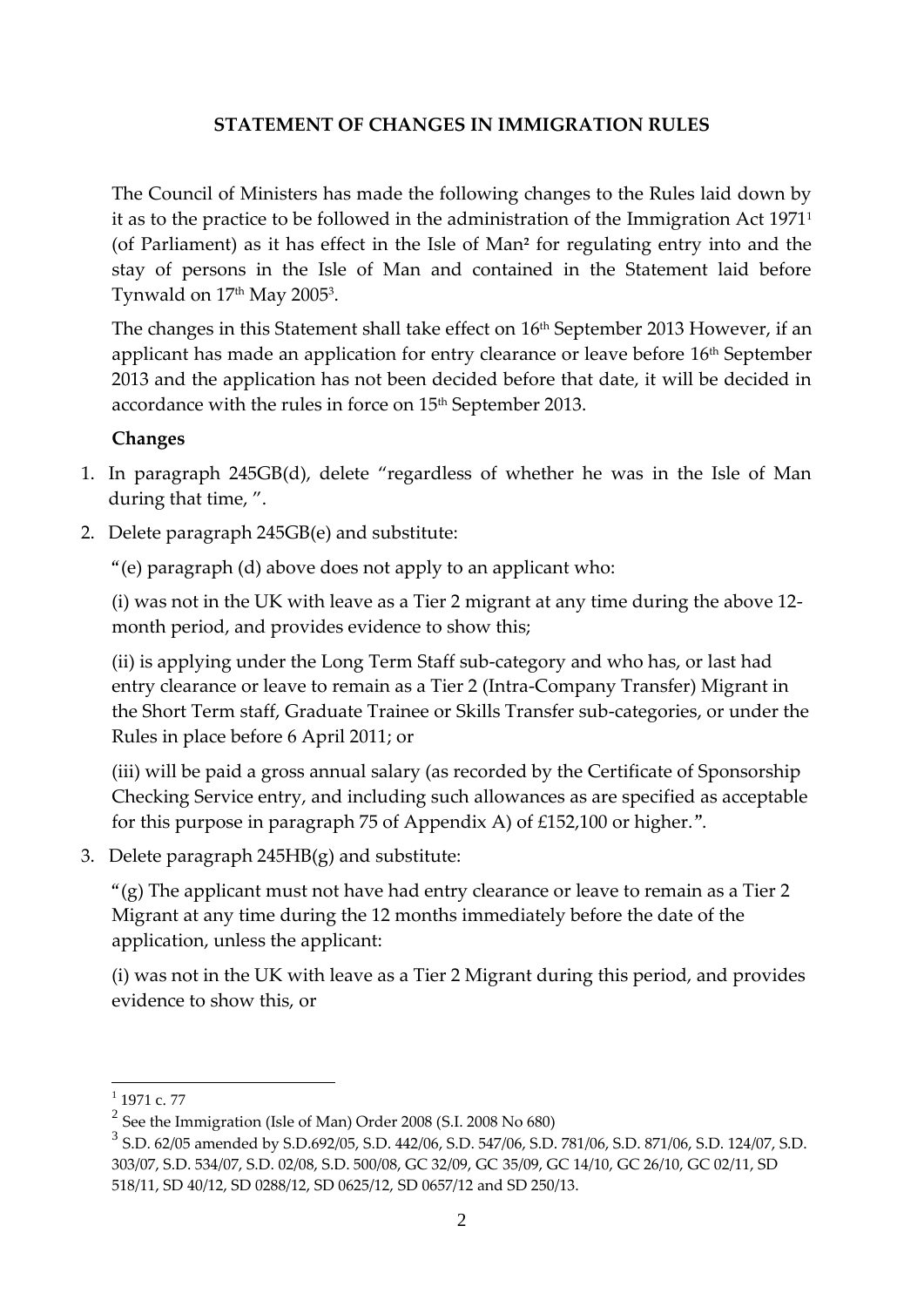**STATEMENT OF CHANGES IN IMMIGRATION RULES**

The Council of Ministers has made the following changes to the Rules laid down by it as to the practice to be followed in the administration of the Immigration Act 1971[1] (of Parliament) as it has effect in the Isle of Man[2] for regulating entry into and the stay of persons in the Isle of Man and contained in the Statement laid before Tynwald on 17th May 2005[3].

The changes in this Statement shall take effect on 16th September 2013 However, if an applicant has made an application for entry clearance or leave before 16th September 2013 and the application has not been decided before that date, it will be decided in accordance with the rules in force on 15th September 2013.

**Changes**

1. In paragraph 245GB(d), delete "regardless of whether he was in the Isle of Man during that time, ".
2. Delete paragraph 245GB(e) and substitute:

   "(e) paragraph (d) above does not apply to an applicant who:

   (i) was not in the UK with leave as a Tier 2 migrant at any time during the above 12-month period, and provides evidence to show this;

   (ii) is applying under the Long Term Staff sub-category and who has, or last had entry clearance or leave to remain as a Tier 2 (Intra-Company Transfer) Migrant in the Short Term staff, Graduate Trainee or Skills Transfer sub-categories, or under the Rules in place before 6 April 2011; or

   (iii) will be paid a gross annual salary (as recorded by the Certificate of Sponsorship Checking Service entry, and including such allowances as are specified as acceptable for this purpose in paragraph 75 of Appendix A) of £152,100 or higher.".
3. Delete paragraph 245HB(g) and substitute:

   "(g) The applicant must not have had entry clearance or leave to remain as a Tier 2 Migrant at any time during the 12 months immediately before the date of the application, unless the applicant:

   (i) was not in the UK with leave as a Tier 2 Migrant during this period, and provides evidence to show this, or

---

[1] 1971 c. 77

[2] See the Immigration (Isle of Man) Order 2008 (S.I. 2008 No 680)

[3] S.D. 62/05 amended by S.D.692/05, S.D. 442/06, S.D. 547/06, S.D. 781/06, S.D. 871/06, S.D. 124/07, S.D. 303/07, S.D. 534/07, S.D. 02/08, S.D. 500/08, GC 32/09, GC 35/09, GC 14/10, GC 26/10, GC 02/11, SD 518/11, SD 40/12, SD 0288/12, SD 0625/12, SD 0657/12 and SD 250/13.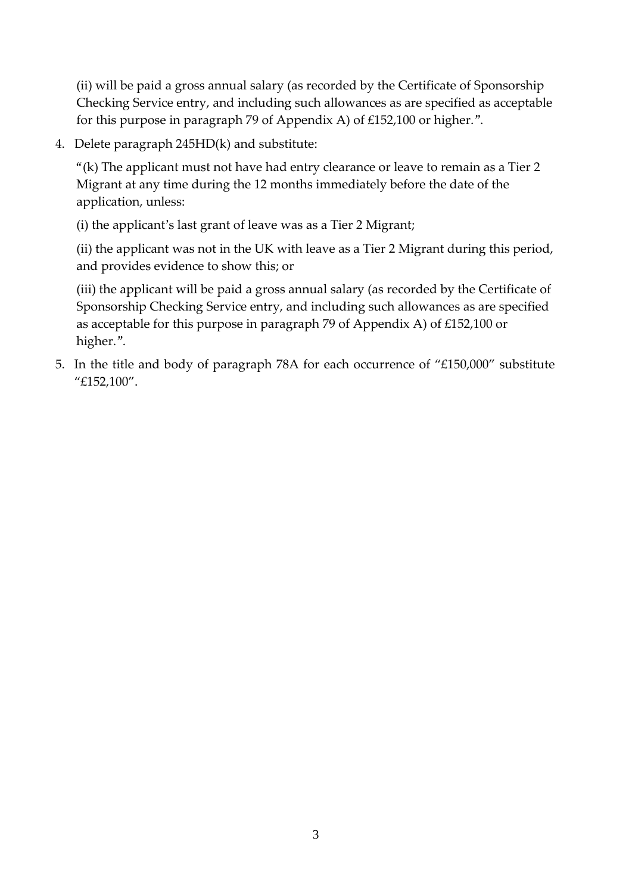(ii) will be paid a gross annual salary (as recorded by the Certificate of Sponsorship Checking Service entry, and including such allowances as are specified as acceptable for this purpose in paragraph 79 of Appendix A) of £152,100 or higher.”.

4. Delete paragraph 245HD(k) and substitute:

   “(k) The applicant must not have had entry clearance or leave to remain as a Tier 2 Migrant at any time during the 12 months immediately before the date of the application, unless:

   (i) the applicant’s last grant of leave was as a Tier 2 Migrant;

   (ii) the applicant was not in the UK with leave as a Tier 2 Migrant during this period, and provides evidence to show this; or

   (iii) the applicant will be paid a gross annual salary (as recorded by the Certificate of Sponsorship Checking Service entry, and including such allowances as are specified as acceptable for this purpose in paragraph 79 of Appendix A) of £152,100 or higher.”.

5. In the title and body of paragraph 78A for each occurrence of “£150,000” substitute “£152,100”.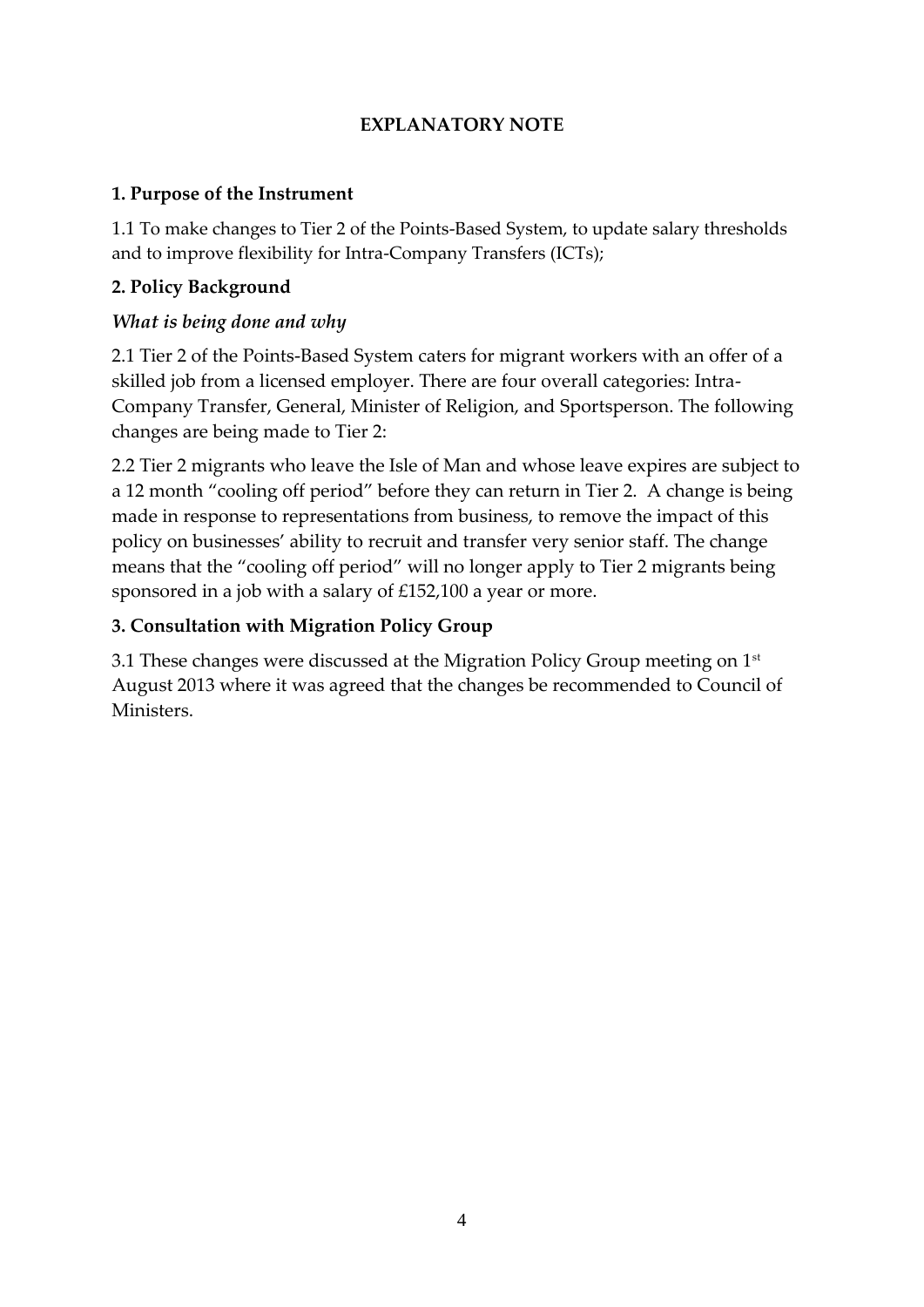## EXPLANATORY NOTE

### 1. Purpose of the Instrument

1.1 To make changes to Tier 2 of the Points-Based System, to update salary thresholds and to improve flexibility for Intra-Company Transfers (ICTs);

### 2. Policy Background

#### *What is being done and why*

2.1 Tier 2 of the Points-Based System caters for migrant workers with an offer of a skilled job from a licensed employer. There are four overall categories: Intra-Company Transfer, General, Minister of Religion, and Sportsperson. The following changes are being made to Tier 2:

2.2 Tier 2 migrants who leave the Isle of Man and whose leave expires are subject to a 12 month "cooling off period" before they can return in Tier 2. A change is being made in response to representations from business, to remove the impact of this policy on businesses' ability to recruit and transfer very senior staff. The change means that the "cooling off period" will no longer apply to Tier 2 migrants being sponsored in a job with a salary of £152,100 a year or more.

### 3. Consultation with Migration Policy Group

3.1 These changes were discussed at the Migration Policy Group meeting on 1st August 2013 where it was agreed that the changes be recommended to Council of Ministers.